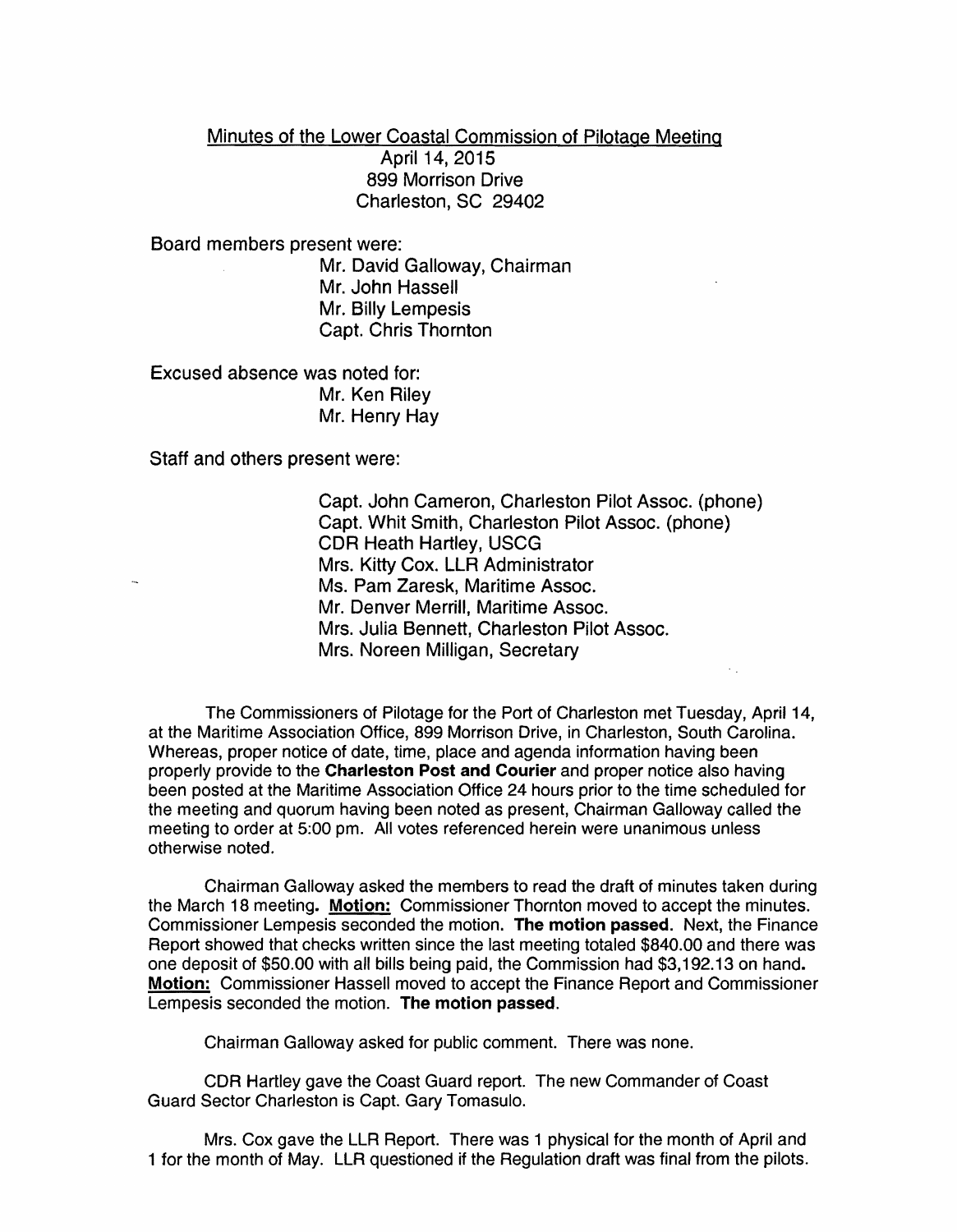Minutes of the Lower Coastal Commission of Pilotage Meeting
April 14, 2015
899 Morrison Drive
Charleston, SC 29402

Board members present were:

Mr. David Galloway, Chairman
Mr. John Hassell
Mr. Billy Lempesis
Capt. Chris Thornton

Excused absence was noted for:

Mr. Ken Riley
Mr. Henry Hay

Staff and others present were:

Capt. John Cameron, Charleston Pilot Assoc. (phone)
Capt. Whit Smith, Charleston Pilot Assoc. (phone)
CDR Heath Hartley, USCG
Mrs. Kitty Cox. LLR Administrator
Ms. Pam Zaresk, Maritime Assoc.
Mr. Denver Merrill, Maritime Assoc.
Mrs. Julia Bennett, Charleston Pilot Assoc.
Mrs. Noreen Milligan, Secretary

The Commissioners of Pilotage for the Port of Charleston met Tuesday, April 14, at the Maritime Association Office, 899 Morrison Drive, in Charleston, South Carolina. Whereas, proper notice of date, time, place and agenda information having been properly provide to the **Charleston Post and Courier** and proper notice also having been posted at the Maritime Association Office 24 hours prior to the time scheduled for the meeting and quorum having been noted as present, Chairman Galloway called the meeting to order at 5:00 pm. All votes referenced herein were unanimous unless otherwise noted.

Chairman Galloway asked the members to read the draft of minutes taken during the March 18 meeting. **Motion:** Commissioner Thornton moved to accept the minutes. Commissioner Lempesis seconded the motion. **The motion passed**. Next, the Finance Report showed that checks written since the last meeting totaled $840.00 and there was one deposit of $50.00 with all bills being paid, the Commission had $3,192.13 on hand. **Motion:** Commissioner Hassell moved to accept the Finance Report and Commissioner Lempesis seconded the motion. **The motion passed**.

Chairman Galloway asked for public comment. There was none.

CDR Hartley gave the Coast Guard report. The new Commander of Coast Guard Sector Charleston is Capt. Gary Tomasulo.

Mrs. Cox gave the LLR Report. There was 1 physical for the month of April and 1 for the month of May. LLR questioned if the Regulation draft was final from the pilots.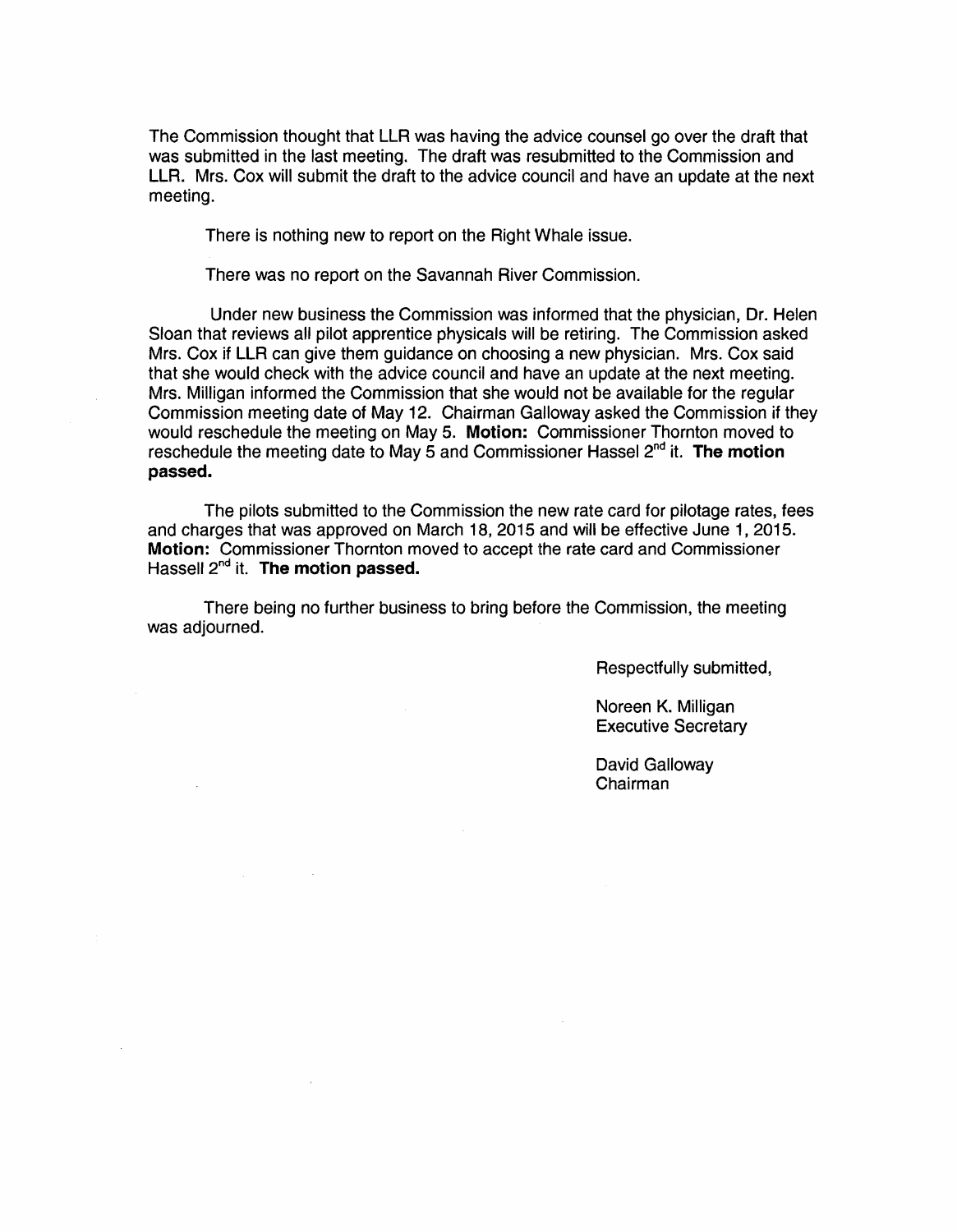The Commission thought that LLR was having the advice counsel go over the draft that was submitted in the last meeting. The draft was resubmitted to the Commission and LLR. Mrs. Cox will submit the draft to the advice council and have an update at the next meeting.

There is nothing new to report on the Right Whale issue.

There was no report on the Savannah River Commission.

Under new business the Commission was informed that the physician, Dr. Helen Sloan that reviews all pilot apprentice physicals will be retiring. The Commission asked Mrs. Cox if LLR can give them guidance on choosing a new physician. Mrs. Cox said that she would check with the advice council and have an update at the next meeting. Mrs. Milligan informed the Commission that she would not be available for the regular Commission meeting date of May 12. Chairman Galloway asked the Commission if they would reschedule the meeting on May 5. **Motion:** Commissioner Thornton moved to reschedule the meeting date to May 5 and Commissioner Hassel 2nd it. **The motion passed.**

The pilots submitted to the Commission the new rate card for pilotage rates, fees and charges that was approved on March 18, 2015 and will be effective June 1, 2015. **Motion:** Commissioner Thornton moved to accept the rate card and Commissioner Hassell 2nd it. **The motion passed.**

There being no further business to bring before the Commission, the meeting was adjourned.

Respectfully submitted,

Noreen K. Milligan
Executive Secretary

David Galloway
Chairman